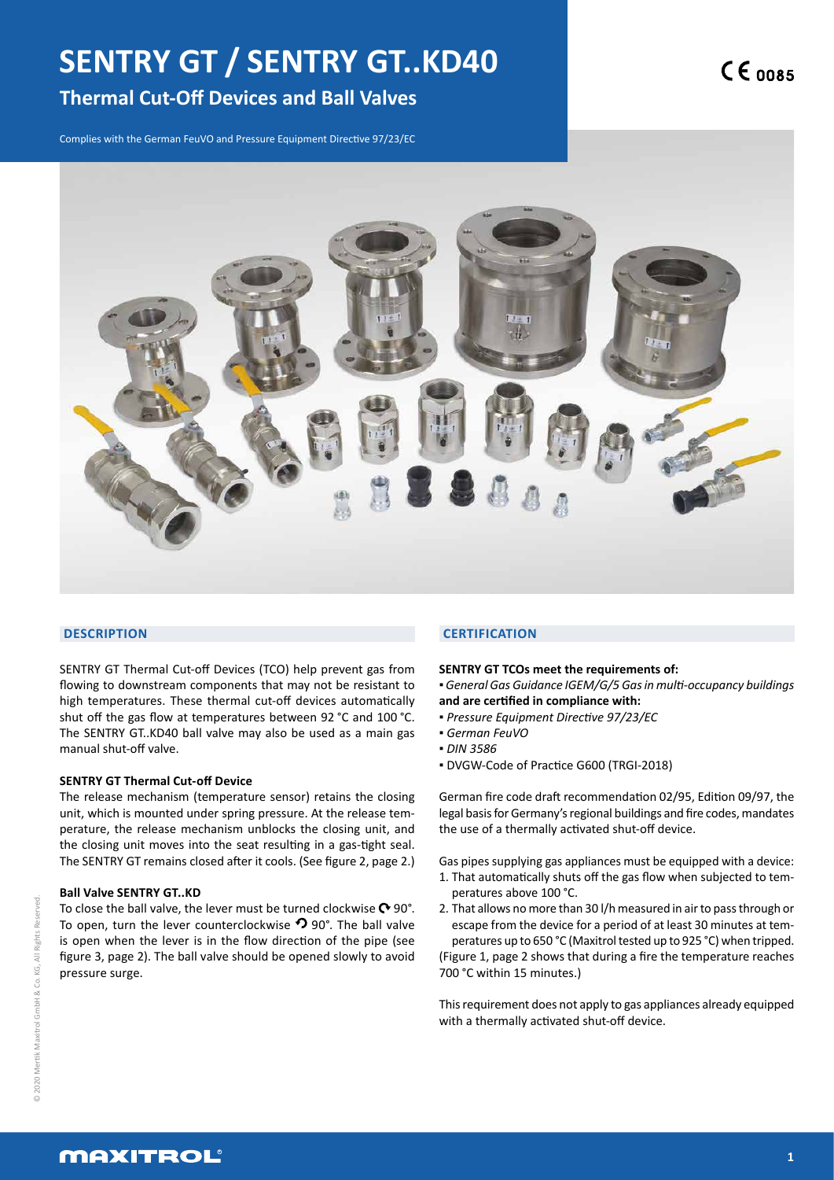# SENTRY GT / SENTRY GT..KD40

## Thermal Cut-Off Devices and Ball Valves

CE 0085

Complies with the German FeuVO and Pressure Equipment Directive 97/23/EC

## DESCRIPTION

SENTRY GT Thermal Cut-off Devices (TCO) help prevent gas from flowing to downstream components that may not be resistant to high temperatures. These thermal cut-off devices automatically shut off the gas flow at temperatures between 92 °C and 100 °C. The SENTRY GT..KD40 ball valve may also be used as a main gas manual shut-off valve.

### SENTRY GT Thermal Cut-off Device

The release mechanism (temperature sensor) retains the closing unit, which is mounted under spring pressure. At the release temperature, the release mechanism unblocks the closing unit, and the closing unit moves into the seat resulting in a gas-tight seal. The SENTRY GT remains closed after it cools. (See figure 2, page 2.)

### Ball Valve SENTRY GT..KD

To close the ball valve, the lever must be turned clockwise ↻ 90°. To open, turn the lever counterclockwise ↺ 90°. The ball valve is open when the lever is in the flow direction of the pipe (see figure 3, page 2). The ball valve should be opened slowly to avoid pressure surge.

## CERTIFICATION

**SENTRY GT TCOs meet the requirements of:**

- *General Gas Guidance IGEM/G/5 Gas in multi-occupancy buildings*

**and are certified in compliance with:**

- *Pressure Equipment Directive 97/23/EC*
- *German FeuVO*
- *DIN 3586*
- DVGW-Code of Practice G600 (TRGI-2018)

German fire code draft recommendation 02/95, Edition 09/97, the legal basis for Germany's regional buildings and fire codes, mandates the use of a thermally activated shut-off device.

Gas pipes supplying gas appliances must be equipped with a device:

1. That automatically shuts off the gas flow when subjected to temperatures above 100 °C.
2. That allows no more than 30 l/h measured in air to pass through or escape from the device for a period of at least 30 minutes at temperatures up to 650 °C (Maxitrol tested up to 925 °C) when tripped.

(Figure 1, page 2 shows that during a fire the temperature reaches 700 °C within 15 minutes.)

This requirement does not apply to gas appliances already equipped with a thermally activated shut-off device.

© 2020 Mertik Maxitrol GmbH & Co. KG, All Rights Reserved.

MAXITROL®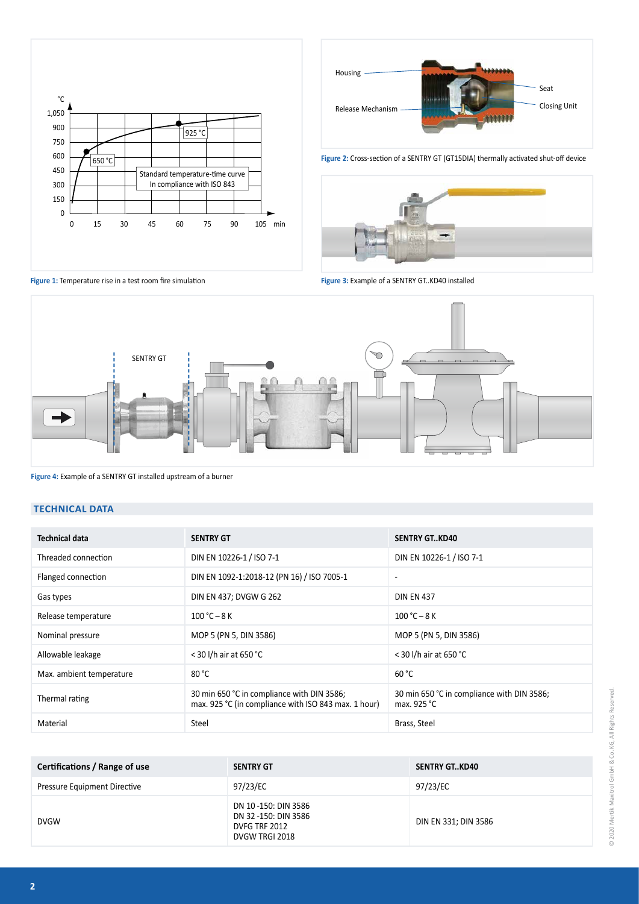Figure 1: Temperature rise in a test room fire simulation

Figure 2: Cross-section of a SENTRY GT (GT15DIA) thermally activated shut-off device

Figure 3: Example of a SENTRY GT..KD40 installed

Figure 4: Example of a SENTRY GT installed upstream of a burner

## TECHNICAL DATA

| Technical data | SENTRY GT | SENTRY GT..KD40 |
|---|---|---|
| Threaded connection | DIN EN 10226-1 / ISO 7-1 | DIN EN 10226-1 / ISO 7-1 |
| Flanged connection | DIN EN 1092-1:2018-12 (PN 16) / ISO 7005-1 | - |
| Gas types | DIN EN 437; DVGW G 262 | DIN EN 437 |
| Release temperature | 100 °C – 8 K | 100 °C – 8 K |
| Nominal pressure | MOP 5 (PN 5, DIN 3586) | MOP 5 (PN 5, DIN 3586) |
| Allowable leakage | < 30 l/h air at 650 °C | < 30 l/h air at 650 °C |
| Max. ambient temperature | 80 °C | 60 °C |
| Thermal rating | 30 min 650 °C in compliance with DIN 3586; max. 925 °C (in compliance with ISO 843 max. 1 hour) | 30 min 650 °C in compliance with DIN 3586; max. 925 °C |
| Material | Steel | Brass, Steel |

| Certifications / Range of use | SENTRY GT | SENTRY GT..KD40 |
|---|---|---|
| Pressure Equipment Directive | 97/23/EC | 97/23/EC |
| DVGW | DN 10 -150: DIN 3586<br>DN 32 -150: DIN 3586<br>DVFG TRF 2012<br>DVGW TRGI 2018 | DIN EN 331; DIN 3586 |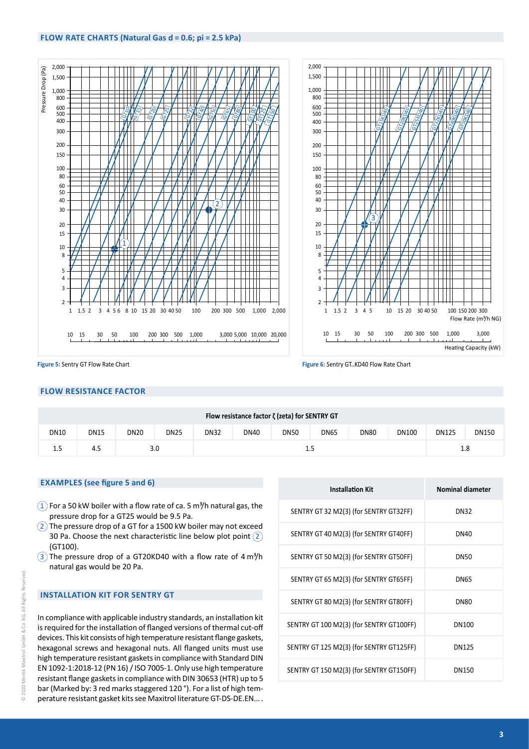## FLOW RATE CHARTS (Natural Gas d = 0.6; pi = 2.5 kPa)

Figure 5: Sentry GT Flow Rate Chart

Figure 6: Sentry GT..KD40 Flow Rate Chart

## FLOW RESISTANCE FACTOR

| Flow resistance factor ζ (zeta) for SENTRY GT | | | | | | | | | | | |
|---|---|---|---|---|---|---|---|---|---|---|---|
| DN10 | DN15 | DN20 | DN25 | DN32 | DN40 | DN50 | DN65 | DN80 | DN100 | DN125 | DN150 |
| 1.5 | 4.5 | 3.0 | | 1.5 | | | | | | 1.8 | |

## EXAMPLES (see figure 5 and 6)

1. For a 50 kW boiler with a flow rate of ca. 5 m³/h natural gas, the pressure drop for a GT25 would be 9.5 Pa.
2. The pressure drop of a GT for a 1500 kW boiler may not exceed 30 Pa. Choose the next characteristic line below plot point (2) (GT100).
3. The pressure drop of a GT20KD40 with a flow rate of 4 m³/h natural gas would be 20 Pa.

## INSTALLATION KIT FOR SENTRY GT

In compliance with applicable industry standards, an installation kit is required for the installation of flanged versions of thermal cut-off devices. This kit consists of high temperature resistant flange gaskets, hexagonal screws and hexagonal nuts. All flanged units must use high temperature resistant gaskets in compliance with Standard DIN EN 1092-1:2018-12 (PN 16) / ISO 7005-1. Only use high temperature resistant flange gaskets in compliance with DIN 30653 (HTR) up to 5 bar (Marked by: 3 red marks staggered 120 °). For a list of high temperature resistant gasket kits see Maxitrol literature GT-DS-DE.EN... .

| Installation Kit | Nominal diameter |
|---|---|
| SENTRY GT 32 M2(3) (for SENTRY GT32FF) | DN32 |
| SENTRY GT 40 M2(3) (for SENTRY GT40FF) | DN40 |
| SENTRY GT 50 M2(3) (for SENTRY GT50FF) | DN50 |
| SENTRY GT 65 M2(3) (for SENTRY GT65FF) | DN65 |
| SENTRY GT 80 M2(3) (for SENTRY GT80FF) | DN80 |
| SENTRY GT 100 M2(3) (for SENTRY GT100FF) | DN100 |
| SENTRY GT 125 M2(3) (for SENTRY GT125FF) | DN125 |
| SENTRY GT 150 M2(3) (for SENTRY GT150FF) | DN150 |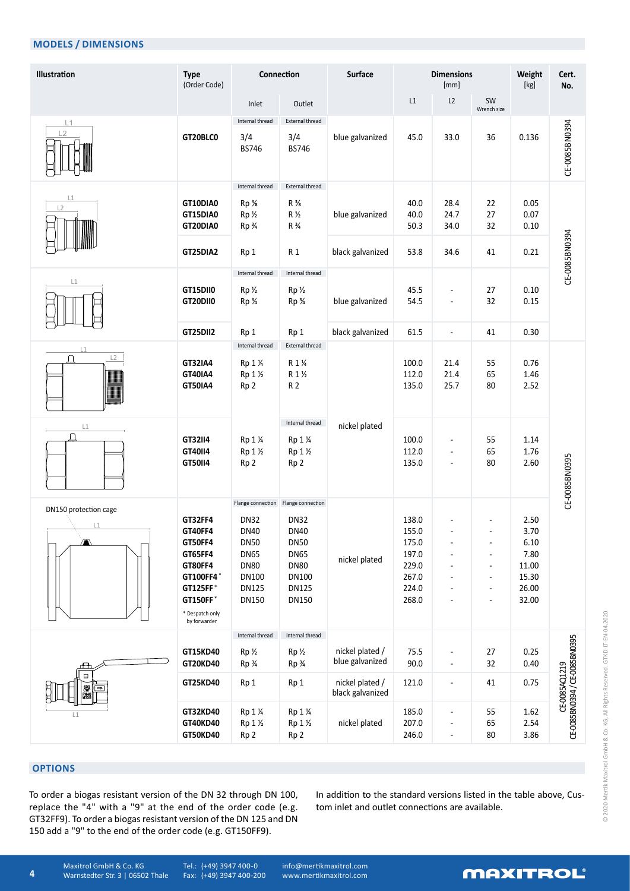## MODELS / DIMENSIONS

| Illustration | Type (Order Code) | Connection | | Surface | Dimensions [mm] | | | Weight [kg] | Cert. No. |
|---|---|---|---|---|---|---|---|---|---|
| | | Inlet | Outlet | | L1 | L2 | SW Wrench size | | |
| L1 L2 | GT20BLC0 | Internal thread 3/4 BS746 | External thread 3/4 BS746 | blue galvanized | 45.0 | 33.0 | 36 | 0.136 | CE-0085BN0394 |
| L1 L2 | GT10DIA0<br>GT15DIA0<br>GT20DIA0 | Internal thread Rp ⅜<br>Rp ½<br>Rp ¾ | External thread R ⅜<br>R ½<br>R ¾ | blue galvanized | 40.0<br>40.0<br>50.3 | 28.4<br>24.7<br>34.0 | 22<br>27<br>32 | 0.05<br>0.07<br>0.10 | CE-0085BN0394 |
| | GT25DIA2 | Rp 1 | R 1 | black galvanized | 53.8 | 34.6 | 41 | 0.21 | CE-0085BN0394 |
| L1 | GT15DII0<br>GT20DII0 | Internal thread Rp ½<br>Rp ¾ | Internal thread Rp ½<br>Rp ¾ | blue galvanized | 45.5<br>54.5 | -<br>- | 27<br>32 | 0.10<br>0.15 | CE-0085BN0394 |
| | GT25DII2 | Rp 1 | Rp 1 | black galvanized | 61.5 | - | 41 | 0.30 | CE-0085BN0394 |
| L1 L2 | GT32IA4<br>GT40IA4<br>GT50IA4 | Internal thread Rp 1 ¼<br>Rp 1 ½<br>Rp 2 | External thread R 1 ¼<br>R 1 ½<br>R 2 | nickel plated | 100.0<br>112.0<br>135.0 | 21.4<br>21.4<br>25.7 | 55<br>65<br>80 | 0.76<br>1.46<br>2.52 | CE-0085BN0395 |
| L1 | GT32II4<br>GT40II4<br>GT50II4 | Rp 1 ¼<br>Rp 1 ½<br>Rp 2 | Internal thread Rp 1 ¼<br>Rp 1 ½<br>Rp 2 | nickel plated | 100.0<br>112.0<br>135.0 | -<br>-<br>- | 55<br>65<br>80 | 1.14<br>1.76<br>2.60 | CE-0085BN0395 |
| DN150 protection cage L1 | GT32FF4<br>GT40FF4<br>GT50FF4<br>GT65FF4<br>GT80FF4<br>GT100FF4*<br>GT125FF*<br>GT150FF*<br>* Despatch only by forwarder | Flange connection DN32<br>DN40<br>DN50<br>DN65<br>DN80<br>DN100<br>DN125<br>DN150 | Flange connection DN32<br>DN40<br>DN50<br>DN65<br>DN80<br>DN100<br>DN125<br>DN150 | nickel plated | 138.0<br>155.0<br>175.0<br>197.0<br>229.0<br>267.0<br>224.0<br>268.0 | -<br>-<br>-<br>-<br>-<br>-<br>-<br>- | -<br>-<br>-<br>-<br>-<br>-<br>-<br>- | 2.50<br>3.70<br>6.10<br>7.80<br>11.00<br>15.30<br>26.00<br>32.00 | CE-0085BN0395 |
| L1 | GT15KD40<br>GT20KD40 | Internal thread Rp ½<br>Rp ¾ | Internal thread Rp ½<br>Rp ¾ | nickel plated / blue galvanized | 75.5<br>90.0 | -<br>- | 27<br>32 | 0.25<br>0.40 | CE-0085AQ1219 CE-0085BN0394 / CE-0085BN0395 |
| | GT25KD40 | Rp 1 | Rp 1 | nickel plated / black galvanized | 121.0 | - | 41 | 0.75 | CE-0085AQ1219 CE-0085BN0394 / CE-0085BN0395 |
| | GT32KD40<br>GT40KD40<br>GT50KD40 | Rp 1 ¼<br>Rp 1 ½<br>Rp 2 | Rp 1 ¼<br>Rp 1 ½<br>Rp 2 | nickel plated | 185.0<br>207.0<br>246.0 | -<br>-<br>- | 55<br>65<br>80 | 1.62<br>2.54<br>3.86 | CE-0085AQ1219 CE-0085BN0394 / CE-0085BN0395 |

## OPTIONS

To order a biogas resistant version of the DN 32 through DN 100, replace the "4" with a "9" at the end of the order code (e.g. GT32FF9). To order a biogas resistant version of the DN 125 and DN 150 add a "9" to the end of the order code (e.g. GT150FF9).

In addition to the standard versions listed in the table above, Custom inlet and outlet connections are available.

© 2020 Mertik Maxitrol GmbH & Co. KG, All Rights Reserved. GTKD-LT-EN-04.2020

Maxitrol GmbH & Co. KG
Warnstedter Str. 3 | 06502 Thale

Tel.: (+49) 3947 400-0
Fax: (+49) 3947 400-200

info@mertikmaxitrol.com
www.mertikmaxitrol.com

MAXITROL®